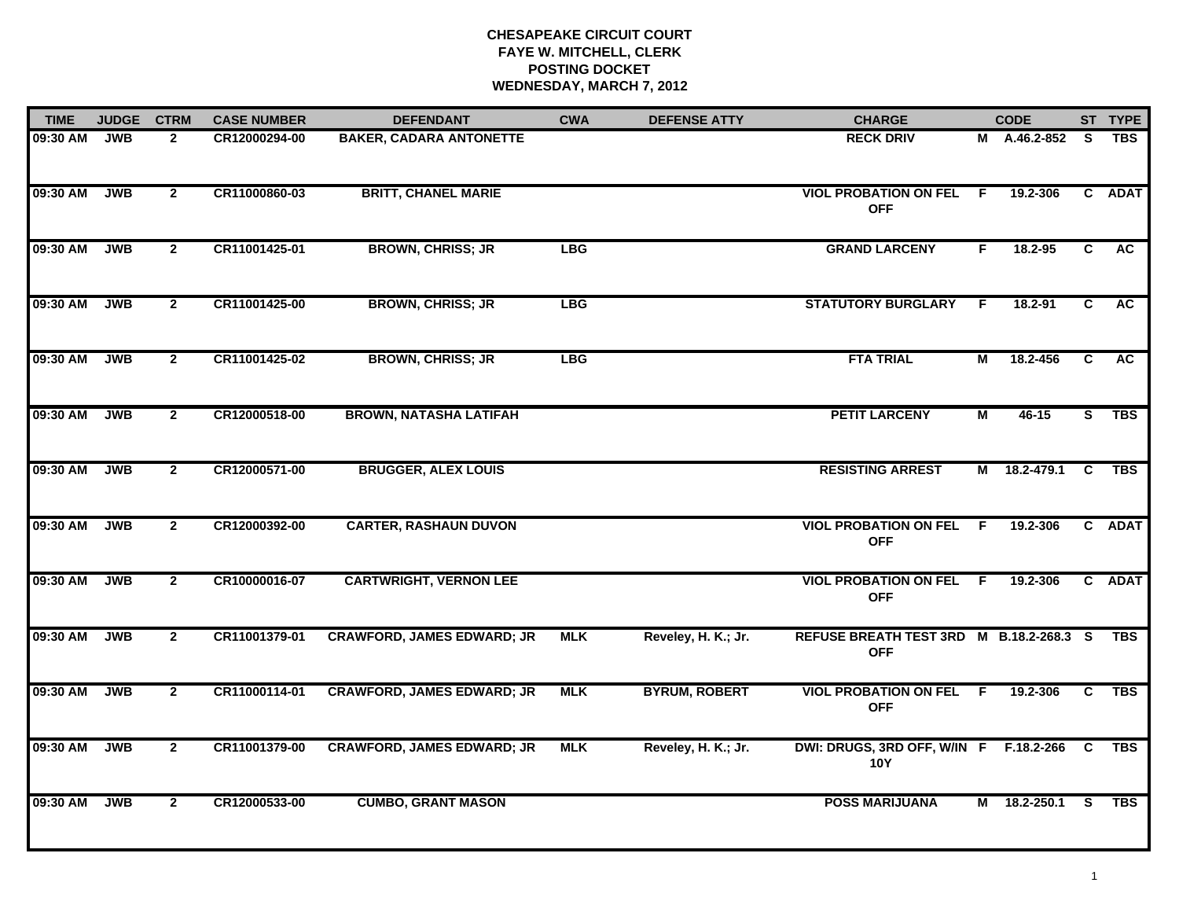# CHESAPEAKE CIRCUIT COURT
## FAYE W. MITCHELL, CLERK
## POSTING DOCKET
## WEDNESDAY, MARCH 7, 2012

| TIME | JUDGE | CTRM | CASE NUMBER | DEFENDANT | CWA | DEFENSE ATTY | CHARGE | | CODE | ST | TYPE |
|---|---|---|---|---|---|---|---|---|---|---|---|
| 09:30 AM | JWB | 2 | CR12000294-00 | BAKER, CADARA ANTONETTE | | | RECK DRIV | M | A.46.2-852 | S | TBS |
| 09:30 AM | JWB | 2 | CR11000860-03 | BRITT, CHANEL MARIE | | | VIOL PROBATION ON FEL OFF | F | 19.2-306 | C | ADAT |
| 09:30 AM | JWB | 2 | CR11001425-01 | BROWN, CHRISS; JR | LBG | | GRAND LARCENY | F | 18.2-95 | C | AC |
| 09:30 AM | JWB | 2 | CR11001425-00 | BROWN, CHRISS; JR | LBG | | STATUTORY BURGLARY | F | 18.2-91 | C | AC |
| 09:30 AM | JWB | 2 | CR11001425-02 | BROWN, CHRISS; JR | LBG | | FTA TRIAL | M | 18.2-456 | C | AC |
| 09:30 AM | JWB | 2 | CR12000518-00 | BROWN, NATASHA LATIFAH | | | PETIT LARCENY | M | 46-15 | S | TBS |
| 09:30 AM | JWB | 2 | CR12000571-00 | BRUGGER, ALEX LOUIS | | | RESISTING ARREST | M | 18.2-479.1 | C | TBS |
| 09:30 AM | JWB | 2 | CR12000392-00 | CARTER, RASHAUN DUVON | | | VIOL PROBATION ON FEL OFF | F | 19.2-306 | C | ADAT |
| 09:30 AM | JWB | 2 | CR10000016-07 | CARTWRIGHT, VERNON LEE | | | VIOL PROBATION ON FEL OFF | F | 19.2-306 | C | ADAT |
| 09:30 AM | JWB | 2 | CR11001379-01 | CRAWFORD, JAMES EDWARD; JR | MLK | Reveley, H. K.; Jr. | REFUSE BREATH TEST 3RD OFF | M | B.18.2-268.3 | S | TBS |
| 09:30 AM | JWB | 2 | CR11000114-01 | CRAWFORD, JAMES EDWARD; JR | MLK | BYRUM, ROBERT | VIOL PROBATION ON FEL OFF | F | 19.2-306 | C | TBS |
| 09:30 AM | JWB | 2 | CR11001379-00 | CRAWFORD, JAMES EDWARD; JR | MLK | Reveley, H. K.; Jr. | DWI: DRUGS, 3RD OFF, W/IN 10Y | F | F.18.2-266 | C | TBS |
| 09:30 AM | JWB | 2 | CR12000533-00 | CUMBO, GRANT MASON | | | POSS MARIJUANA | M | 18.2-250.1 | S | TBS |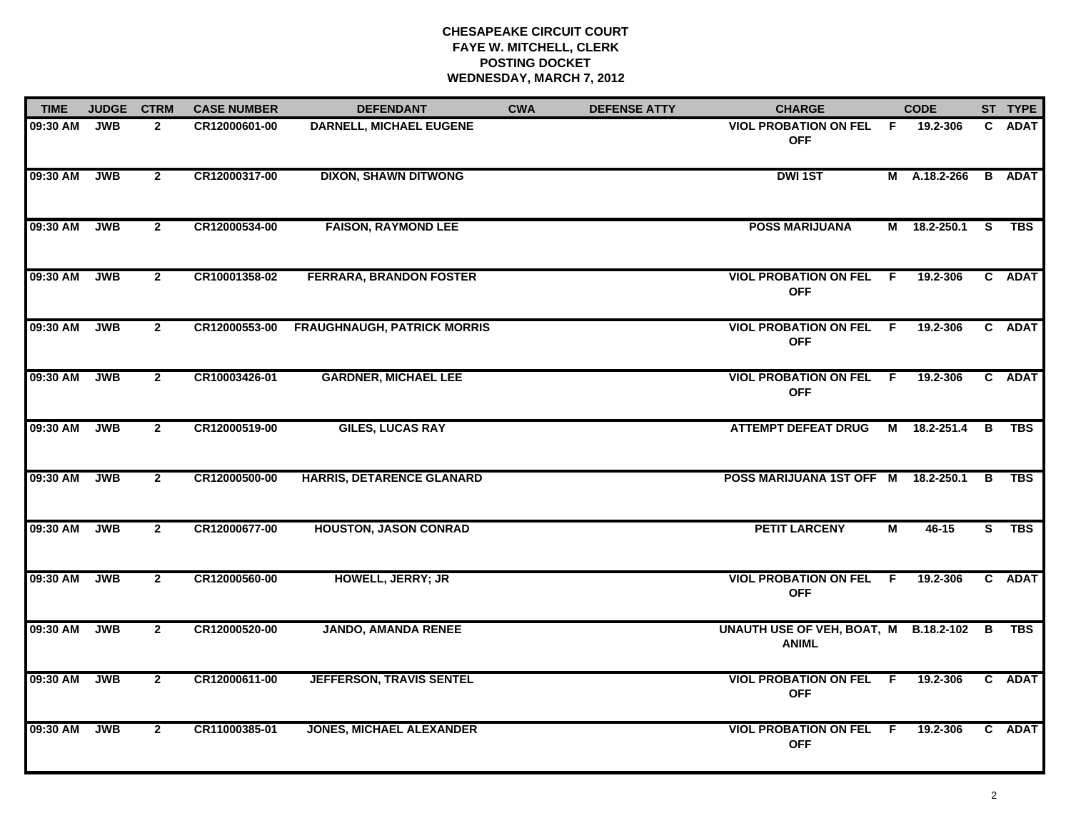# CHESAPEAKE CIRCUIT COURT
## FAYE W. MITCHELL, CLERK
## POSTING DOCKET
## WEDNESDAY, MARCH 7, 2012

| TIME | JUDGE | CTRM | CASE NUMBER | DEFENDANT | CWA | DEFENSE ATTY | CHARGE | | CODE | ST | TYPE |
|---|---|---|---|---|---|---|---|---|---|---|---|
| 09:30 AM | JWB | 2 | CR12000601-00 | DARNELL, MICHAEL EUGENE | | | VIOL PROBATION ON FEL OFF | F | 19.2-306 | C | ADAT |
| 09:30 AM | JWB | 2 | CR12000317-00 | DIXON, SHAWN DITWONG | | | DWI 1ST | M | A.18.2-266 | B | ADAT |
| 09:30 AM | JWB | 2 | CR12000534-00 | FAISON, RAYMOND LEE | | | POSS MARIJUANA | M | 18.2-250.1 | S | TBS |
| 09:30 AM | JWB | 2 | CR10001358-02 | FERRARA, BRANDON FOSTER | | | VIOL PROBATION ON FEL OFF | F | 19.2-306 | C | ADAT |
| 09:30 AM | JWB | 2 | CR12000553-00 | FRAUGHNAUGH, PATRICK MORRIS | | | VIOL PROBATION ON FEL OFF | F | 19.2-306 | C | ADAT |
| 09:30 AM | JWB | 2 | CR10003426-01 | GARDNER, MICHAEL LEE | | | VIOL PROBATION ON FEL OFF | F | 19.2-306 | C | ADAT |
| 09:30 AM | JWB | 2 | CR12000519-00 | GILES, LUCAS RAY | | | ATTEMPT DEFEAT DRUG | M | 18.2-251.4 | B | TBS |
| 09:30 AM | JWB | 2 | CR12000500-00 | HARRIS, DETARENCE GLANARD | | | POSS MARIJUANA 1ST OFF | M | 18.2-250.1 | B | TBS |
| 09:30 AM | JWB | 2 | CR12000677-00 | HOUSTON, JASON CONRAD | | | PETIT LARCENY | M | 46-15 | S | TBS |
| 09:30 AM | JWB | 2 | CR12000560-00 | HOWELL, JERRY; JR | | | VIOL PROBATION ON FEL OFF | F | 19.2-306 | C | ADAT |
| 09:30 AM | JWB | 2 | CR12000520-00 | JANDO, AMANDA RENEE | | | UNAUTH USE OF VEH, BOAT, ANIML | M | B.18.2-102 | B | TBS |
| 09:30 AM | JWB | 2 | CR12000611-00 | JEFFERSON, TRAVIS SENTEL | | | VIOL PROBATION ON FEL OFF | F | 19.2-306 | C | ADAT |
| 09:30 AM | JWB | 2 | CR11000385-01 | JONES, MICHAEL ALEXANDER | | | VIOL PROBATION ON FEL OFF | F | 19.2-306 | C | ADAT |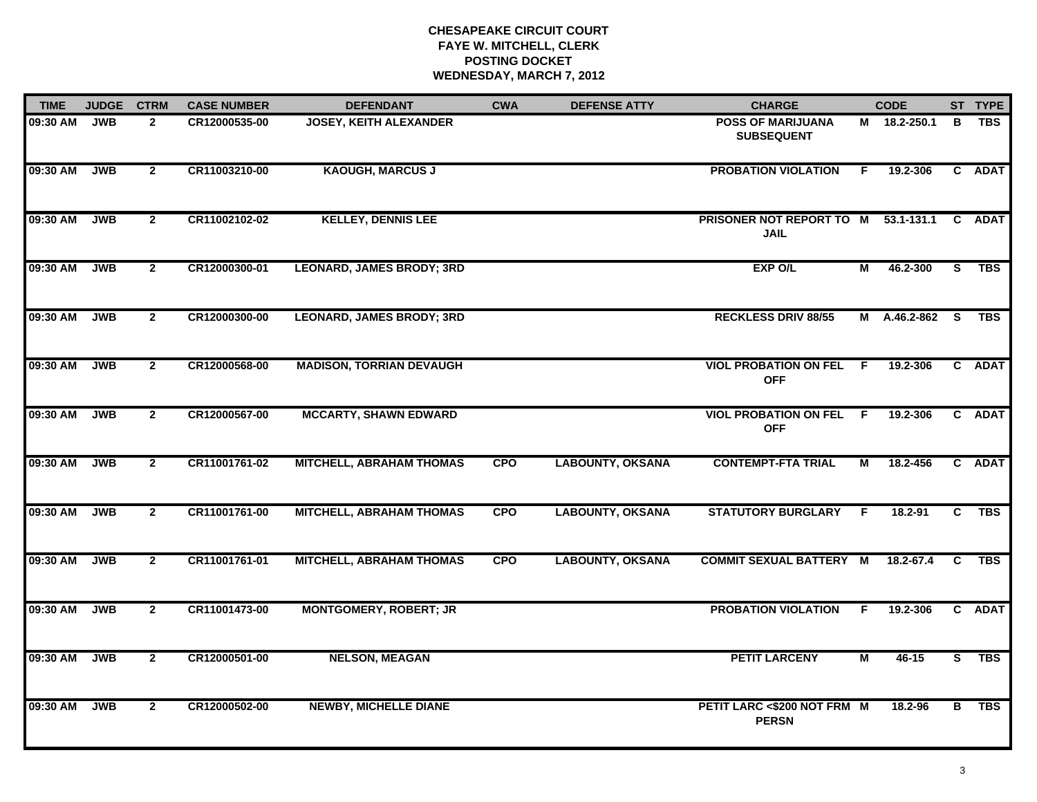# CHESAPEAKE CIRCUIT COURT
## FAYE W. MITCHELL, CLERK
## POSTING DOCKET
## WEDNESDAY, MARCH 7, 2012

| TIME | JUDGE | CTRM | CASE NUMBER | DEFENDANT | CWA | DEFENSE ATTY | CHARGE | | CODE | ST | TYPE |
|---|---|---|---|---|---|---|---|---|---|---|---|
| 09:30 AM | JWB | 2 | CR12000535-00 | JOSEY, KEITH ALEXANDER | | | POSS OF MARIJUANA SUBSEQUENT | M | 18.2-250.1 | B | TBS |
| 09:30 AM | JWB | 2 | CR11003210-00 | KAOUGH, MARCUS J | | | PROBATION VIOLATION | F | 19.2-306 | C | ADAT |
| 09:30 AM | JWB | 2 | CR11002102-02 | KELLEY, DENNIS LEE | | | PRISONER NOT REPORT TO JAIL | M | 53.1-131.1 | C | ADAT |
| 09:30 AM | JWB | 2 | CR12000300-01 | LEONARD, JAMES BRODY; 3RD | | | EXP O/L | M | 46.2-300 | S | TBS |
| 09:30 AM | JWB | 2 | CR12000300-00 | LEONARD, JAMES BRODY; 3RD | | | RECKLESS DRIV 88/55 | M | A.46.2-862 | S | TBS |
| 09:30 AM | JWB | 2 | CR12000568-00 | MADISON, TORRIAN DEVAUGH | | | VIOL PROBATION ON FEL OFF | F | 19.2-306 | C | ADAT |
| 09:30 AM | JWB | 2 | CR12000567-00 | MCCARTY, SHAWN EDWARD | | | VIOL PROBATION ON FEL OFF | F | 19.2-306 | C | ADAT |
| 09:30 AM | JWB | 2 | CR11001761-02 | MITCHELL, ABRAHAM THOMAS | CPO | LABOUNTY, OKSANA | CONTEMPT-FTA TRIAL | M | 18.2-456 | C | ADAT |
| 09:30 AM | JWB | 2 | CR11001761-00 | MITCHELL, ABRAHAM THOMAS | CPO | LABOUNTY, OKSANA | STATUTORY BURGLARY | F | 18.2-91 | C | TBS |
| 09:30 AM | JWB | 2 | CR11001761-01 | MITCHELL, ABRAHAM THOMAS | CPO | LABOUNTY, OKSANA | COMMIT SEXUAL BATTERY | M | 18.2-67.4 | C | TBS |
| 09:30 AM | JWB | 2 | CR11001473-00 | MONTGOMERY, ROBERT; JR | | | PROBATION VIOLATION | F | 19.2-306 | C | ADAT |
| 09:30 AM | JWB | 2 | CR12000501-00 | NELSON, MEAGAN | | | PETIT LARCENY | M | 46-15 | S | TBS |
| 09:30 AM | JWB | 2 | CR12000502-00 | NEWBY, MICHELLE DIANE | | | PETIT LARC <$200 NOT FRM PERSN | M | 18.2-96 | B | TBS |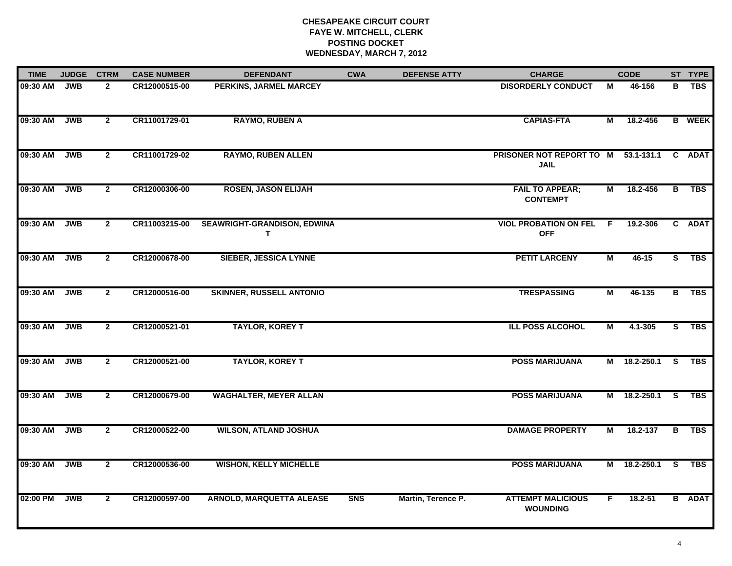**CHESAPEAKE CIRCUIT COURT**
**FAYE W. MITCHELL, CLERK**
**POSTING DOCKET**
**WEDNESDAY, MARCH 7, 2012**

| TIME | JUDGE | CTRM | CASE NUMBER | DEFENDANT | CWA | DEFENSE ATTY | CHARGE | | CODE | ST | TYPE |
|---|---|---|---|---|---|---|---|---|---|---|---|
| 09:30 AM | JWB | 2 | CR12000515-00 | PERKINS, JARMEL MARCEY | | | DISORDERLY CONDUCT | M | 46-156 | B | TBS |
| 09:30 AM | JWB | 2 | CR11001729-01 | RAYMO, RUBEN A | | | CAPIAS-FTA | M | 18.2-456 | B | WEEK |
| 09:30 AM | JWB | 2 | CR11001729-02 | RAYMO, RUBEN ALLEN | | | PRISONER NOT REPORT TO JAIL | M | 53.1-131.1 | C | ADAT |
| 09:30 AM | JWB | 2 | CR12000306-00 | ROSEN, JASON ELIJAH | | | FAIL TO APPEAR; CONTEMPT | M | 18.2-456 | B | TBS |
| 09:30 AM | JWB | 2 | CR11003215-00 | SEAWRIGHT-GRANDISON, EDWINA T | | | VIOL PROBATION ON FEL OFF | F | 19.2-306 | C | ADAT |
| 09:30 AM | JWB | 2 | CR12000678-00 | SIEBER, JESSICA LYNNE | | | PETIT LARCENY | M | 46-15 | S | TBS |
| 09:30 AM | JWB | 2 | CR12000516-00 | SKINNER, RUSSELL ANTONIO | | | TRESPASSING | M | 46-135 | B | TBS |
| 09:30 AM | JWB | 2 | CR12000521-01 | TAYLOR, KOREY T | | | ILL POSS ALCOHOL | M | 4.1-305 | S | TBS |
| 09:30 AM | JWB | 2 | CR12000521-00 | TAYLOR, KOREY T | | | POSS MARIJUANA | M | 18.2-250.1 | S | TBS |
| 09:30 AM | JWB | 2 | CR12000679-00 | WAGHALTER, MEYER ALLAN | | | POSS MARIJUANA | M | 18.2-250.1 | S | TBS |
| 09:30 AM | JWB | 2 | CR12000522-00 | WILSON, ATLAND JOSHUA | | | DAMAGE PROPERTY | M | 18.2-137 | B | TBS |
| 09:30 AM | JWB | 2 | CR12000536-00 | WISHON, KELLY MICHELLE | | | POSS MARIJUANA | M | 18.2-250.1 | S | TBS |
| 02:00 PM | JWB | 2 | CR12000597-00 | ARNOLD, MARQUETTA ALEASE | SNS | Martin, Terence P. | ATTEMPT MALICIOUS WOUNDING | F | 18.2-51 | B | ADAT |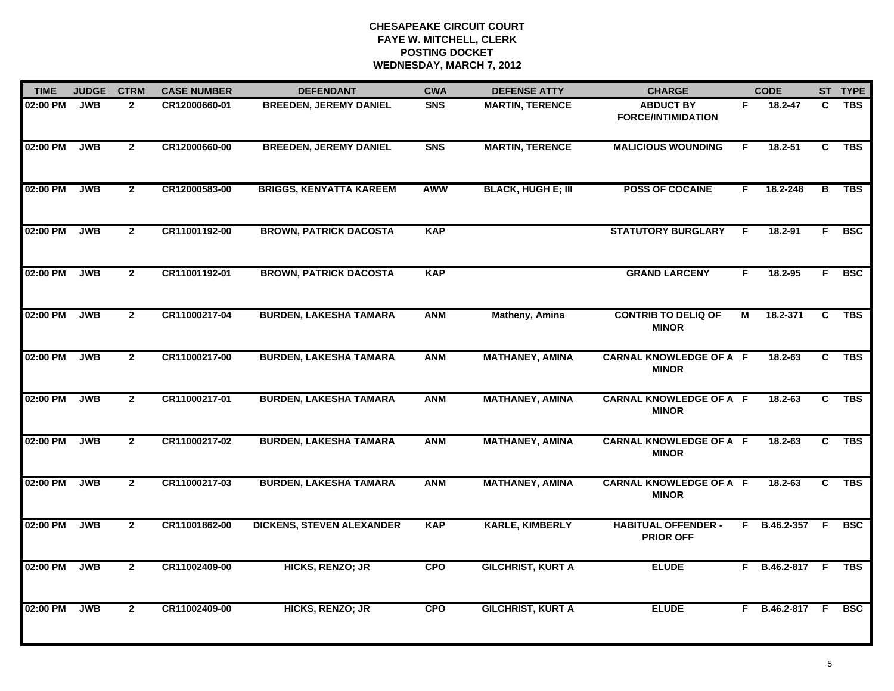# CHESAPEAKE CIRCUIT COURT
## FAYE W. MITCHELL, CLERK
## POSTING DOCKET
## WEDNESDAY, MARCH 7, 2012

| TIME | JUDGE | CTRM | CASE NUMBER | DEFENDANT | CWA | DEFENSE ATTY | CHARGE | | CODE | ST | TYPE |
|---|---|---|---|---|---|---|---|---|---|---|---|
| 02:00 PM | JWB | 2 | CR12000660-01 | BREEDEN, JEREMY DANIEL | SNS | MARTIN, TERENCE | ABDUCT BY FORCE/INTIMIDATION | F | 18.2-47 | C | TBS |
| 02:00 PM | JWB | 2 | CR12000660-00 | BREEDEN, JEREMY DANIEL | SNS | MARTIN, TERENCE | MALICIOUS WOUNDING | F | 18.2-51 | C | TBS |
| 02:00 PM | JWB | 2 | CR12000583-00 | BRIGGS, KENYATTA KAREEM | AWW | BLACK, HUGH E; III | POSS OF COCAINE | F | 18.2-248 | B | TBS |
| 02:00 PM | JWB | 2 | CR11001192-00 | BROWN, PATRICK DACOSTA | KAP | | STATUTORY BURGLARY | F | 18.2-91 | F | BSC |
| 02:00 PM | JWB | 2 | CR11001192-01 | BROWN, PATRICK DACOSTA | KAP | | GRAND LARCENY | F | 18.2-95 | F | BSC |
| 02:00 PM | JWB | 2 | CR11000217-04 | BURDEN, LAKESHA TAMARA | ANM | Matheny, Amina | CONTRIB TO DELIQ OF MINOR | M | 18.2-371 | C | TBS |
| 02:00 PM | JWB | 2 | CR11000217-00 | BURDEN, LAKESHA TAMARA | ANM | MATHANEY, AMINA | CARNAL KNOWLEDGE OF A MINOR | F | 18.2-63 | C | TBS |
| 02:00 PM | JWB | 2 | CR11000217-01 | BURDEN, LAKESHA TAMARA | ANM | MATHANEY, AMINA | CARNAL KNOWLEDGE OF A MINOR | F | 18.2-63 | C | TBS |
| 02:00 PM | JWB | 2 | CR11000217-02 | BURDEN, LAKESHA TAMARA | ANM | MATHANEY, AMINA | CARNAL KNOWLEDGE OF A MINOR | F | 18.2-63 | C | TBS |
| 02:00 PM | JWB | 2 | CR11000217-03 | BURDEN, LAKESHA TAMARA | ANM | MATHANEY, AMINA | CARNAL KNOWLEDGE OF A MINOR | F | 18.2-63 | C | TBS |
| 02:00 PM | JWB | 2 | CR11001862-00 | DICKENS, STEVEN ALEXANDER | KAP | KARLE, KIMBERLY | HABITUAL OFFENDER - PRIOR OFF | F | B.46.2-357 | F | BSC |
| 02:00 PM | JWB | 2 | CR11002409-00 | HICKS, RENZO; JR | CPO | GILCHRIST, KURT A | ELUDE | F | B.46.2-817 | F | TBS |
| 02:00 PM | JWB | 2 | CR11002409-00 | HICKS, RENZO; JR | CPO | GILCHRIST, KURT A | ELUDE | F | B.46.2-817 | F | BSC |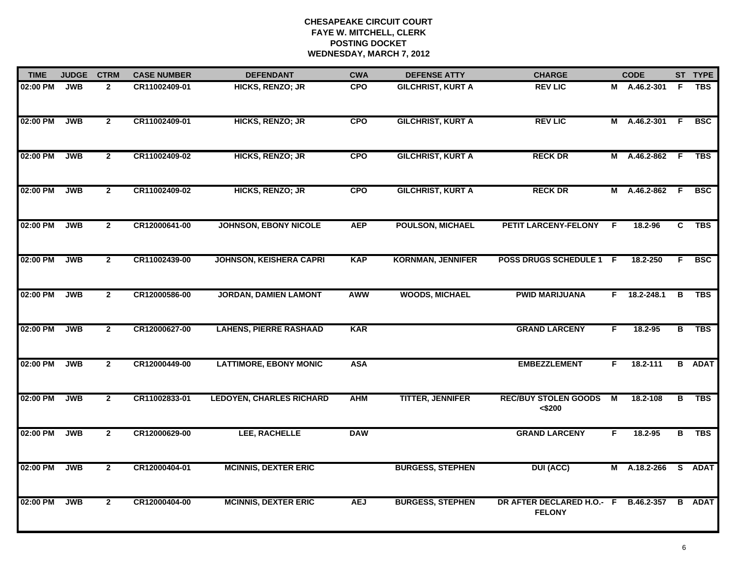**CHESAPEAKE CIRCUIT COURT**
**FAYE W. MITCHELL, CLERK**
**POSTING DOCKET**
**WEDNESDAY, MARCH 7, 2012**

| TIME | JUDGE | CTRM | CASE NUMBER | DEFENDANT | CWA | DEFENSE ATTY | CHARGE | | CODE | ST | TYPE |
|---|---|---|---|---|---|---|---|---|---|---|---|
| 02:00 PM | JWB | 2 | CR11002409-01 | HICKS, RENZO; JR | CPO | GILCHRIST, KURT A | REV LIC | M | A.46.2-301 | F | TBS |
| 02:00 PM | JWB | 2 | CR11002409-01 | HICKS, RENZO; JR | CPO | GILCHRIST, KURT A | REV LIC | M | A.46.2-301 | F | BSC |
| 02:00 PM | JWB | 2 | CR11002409-02 | HICKS, RENZO; JR | CPO | GILCHRIST, KURT A | RECK DR | M | A.46.2-862 | F | TBS |
| 02:00 PM | JWB | 2 | CR11002409-02 | HICKS, RENZO; JR | CPO | GILCHRIST, KURT A | RECK DR | M | A.46.2-862 | F | BSC |
| 02:00 PM | JWB | 2 | CR12000641-00 | JOHNSON, EBONY NICOLE | AEP | POULSON, MICHAEL | PETIT LARCENY-FELONY | F | 18.2-96 | C | TBS |
| 02:00 PM | JWB | 2 | CR11002439-00 | JOHNSON, KEISHERA CAPRI | KAP | KORNMAN, JENNIFER | POSS DRUGS SCHEDULE 1 | F | 18.2-250 | F | BSC |
| 02:00 PM | JWB | 2 | CR12000586-00 | JORDAN, DAMIEN LAMONT | AWW | WOODS, MICHAEL | PWID MARIJUANA | F | 18.2-248.1 | B | TBS |
| 02:00 PM | JWB | 2 | CR12000627-00 | LAHENS, PIERRE RASHAAD | KAR | | GRAND LARCENY | F | 18.2-95 | B | TBS |
| 02:00 PM | JWB | 2 | CR12000449-00 | LATTIMORE, EBONY MONIC | ASA | | EMBEZZLEMENT | F | 18.2-111 | B | ADAT |
| 02:00 PM | JWB | 2 | CR11002833-01 | LEDOYEN, CHARLES RICHARD | AHM | TITTER, JENNIFER | REC/BUY STOLEN GOODS <$200 | M | 18.2-108 | B | TBS |
| 02:00 PM | JWB | 2 | CR12000629-00 | LEE, RACHELLE | DAW | | GRAND LARCENY | F | 18.2-95 | B | TBS |
| 02:00 PM | JWB | 2 | CR12000404-01 | MCINNIS, DEXTER ERIC | | BURGESS, STEPHEN | DUI (ACC) | M | A.18.2-266 | S | ADAT |
| 02:00 PM | JWB | 2 | CR12000404-00 | MCINNIS, DEXTER ERIC | AEJ | BURGESS, STEPHEN | DR AFTER DECLARED H.O.- FELONY | F | B.46.2-357 | B | ADAT |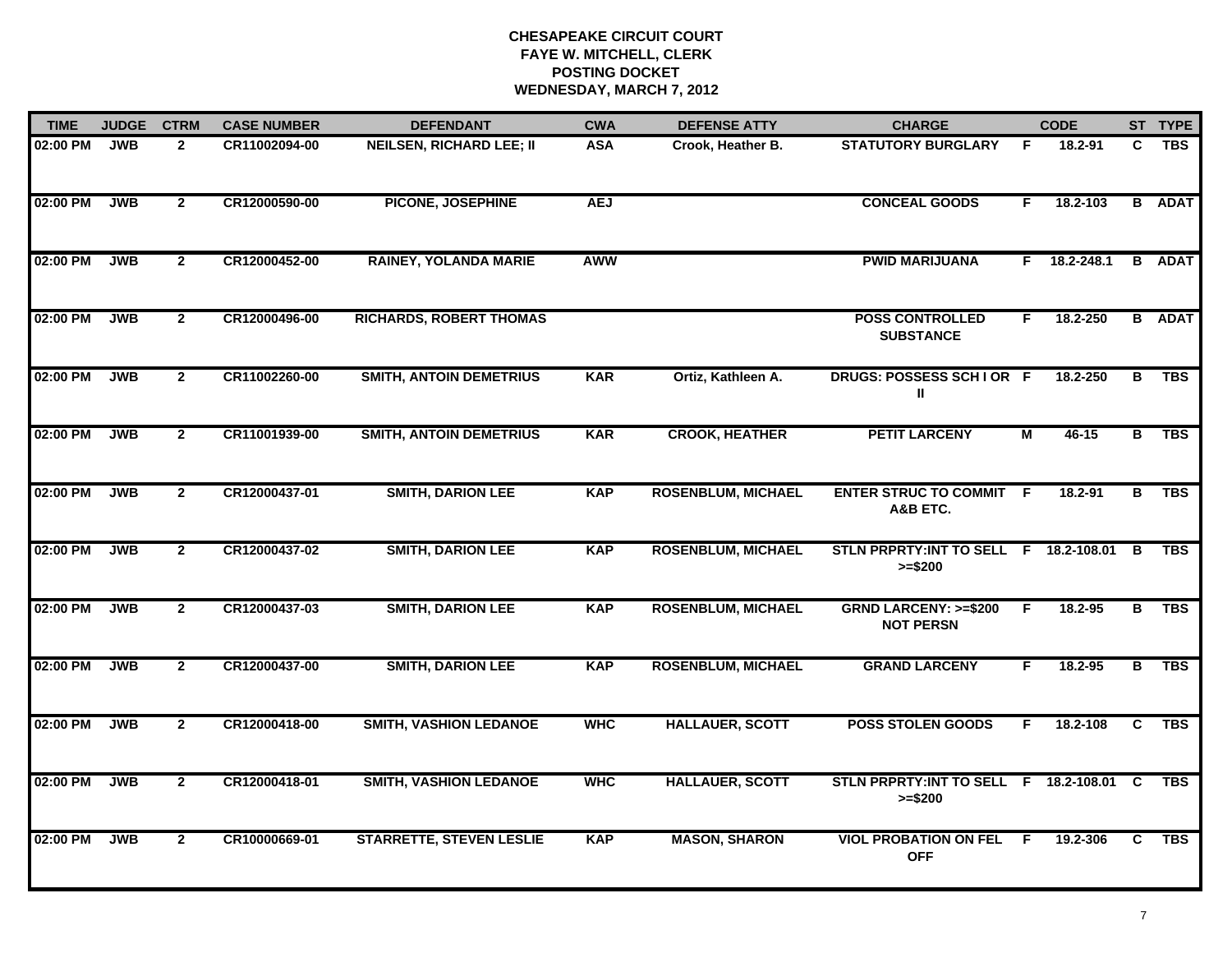# CHESAPEAKE CIRCUIT COURT
## FAYE W. MITCHELL, CLERK
## POSTING DOCKET
## WEDNESDAY, MARCH 7, 2012

| TIME | JUDGE | CTRM | CASE NUMBER | DEFENDANT | CWA | DEFENSE ATTY | CHARGE | | CODE | ST | TYPE |
|---|---|---|---|---|---|---|---|---|---|---|---|
| 02:00 PM | JWB | 2 | CR11002094-00 | NEILSEN, RICHARD LEE; II | ASA | Crook, Heather B. | STATUTORY BURGLARY | F | 18.2-91 | C | TBS |
| 02:00 PM | JWB | 2 | CR12000590-00 | PICONE, JOSEPHINE | AEJ | | CONCEAL GOODS | F | 18.2-103 | B | ADAT |
| 02:00 PM | JWB | 2 | CR12000452-00 | RAINEY, YOLANDA MARIE | AWW | | PWID MARIJUANA | F | 18.2-248.1 | B | ADAT |
| 02:00 PM | JWB | 2 | CR12000496-00 | RICHARDS, ROBERT THOMAS | | | POSS CONTROLLED SUBSTANCE | F | 18.2-250 | B | ADAT |
| 02:00 PM | JWB | 2 | CR11002260-00 | SMITH, ANTOIN DEMETRIUS | KAR | Ortiz, Kathleen A. | DRUGS: POSSESS SCH I OR II | F | 18.2-250 | B | TBS |
| 02:00 PM | JWB | 2 | CR11001939-00 | SMITH, ANTOIN DEMETRIUS | KAR | CROOK, HEATHER | PETIT LARCENY | M | 46-15 | B | TBS |
| 02:00 PM | JWB | 2 | CR12000437-01 | SMITH, DARION LEE | KAP | ROSENBLUM, MICHAEL | ENTER STRUC TO COMMIT A&B ETC. | F | 18.2-91 | B | TBS |
| 02:00 PM | JWB | 2 | CR12000437-02 | SMITH, DARION LEE | KAP | ROSENBLUM, MICHAEL | STLN PRPRTY:INT TO SELL >=$200 | F | 18.2-108.01 | B | TBS |
| 02:00 PM | JWB | 2 | CR12000437-03 | SMITH, DARION LEE | KAP | ROSENBLUM, MICHAEL | GRND LARCENY: >=$200 NOT PERSN | F | 18.2-95 | B | TBS |
| 02:00 PM | JWB | 2 | CR12000437-00 | SMITH, DARION LEE | KAP | ROSENBLUM, MICHAEL | GRAND LARCENY | F | 18.2-95 | B | TBS |
| 02:00 PM | JWB | 2 | CR12000418-00 | SMITH, VASHION LEDANOE | WHC | HALLAUER, SCOTT | POSS STOLEN GOODS | F | 18.2-108 | C | TBS |
| 02:00 PM | JWB | 2 | CR12000418-01 | SMITH, VASHION LEDANOE | WHC | HALLAUER, SCOTT | STLN PRPRTY:INT TO SELL >=$200 | F | 18.2-108.01 | C | TBS |
| 02:00 PM | JWB | 2 | CR10000669-01 | STARRETTE, STEVEN LESLIE | KAP | MASON, SHARON | VIOL PROBATION ON FEL OFF | F | 19.2-306 | C | TBS |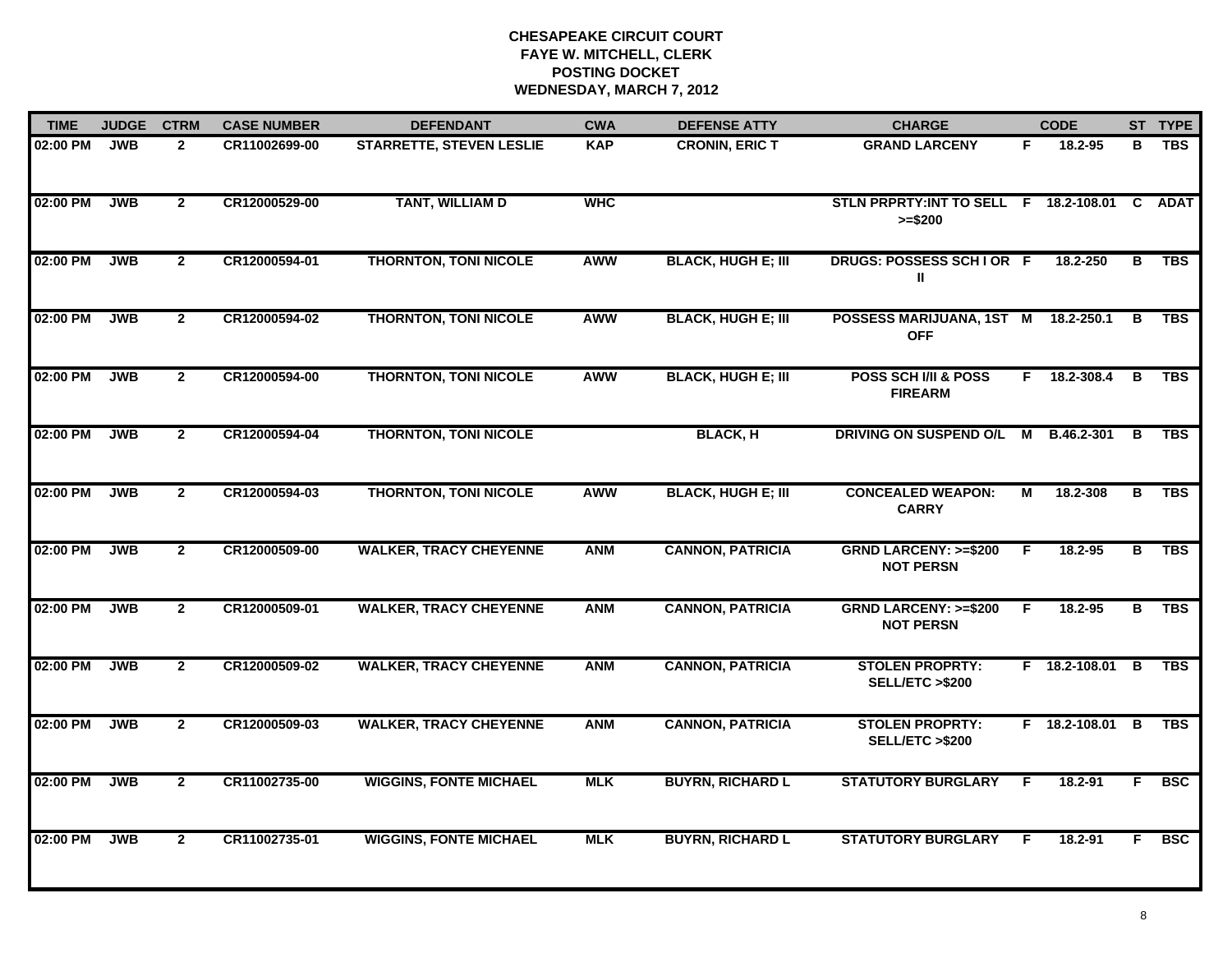**CHESAPEAKE CIRCUIT COURT**
**FAYE W. MITCHELL, CLERK**
**POSTING DOCKET**
**WEDNESDAY, MARCH 7, 2012**

| TIME | JUDGE | CTRM | CASE NUMBER | DEFENDANT | CWA | DEFENSE ATTY | CHARGE | | CODE | ST | TYPE |
|---|---|---|---|---|---|---|---|---|---|---|---|
| 02:00 PM | JWB | 2 | CR11002699-00 | STARRETTE, STEVEN LESLIE | KAP | CRONIN, ERIC T | GRAND LARCENY | F | 18.2-95 | B | TBS |
| 02:00 PM | JWB | 2 | CR12000529-00 | TANT, WILLIAM D | WHC | | STLN PRPRTY:INT TO SELL >=$200 | F | 18.2-108.01 | C | ADAT |
| 02:00 PM | JWB | 2 | CR12000594-01 | THORNTON, TONI NICOLE | AWW | BLACK, HUGH E; III | DRUGS: POSSESS SCH I OR II | F | 18.2-250 | B | TBS |
| 02:00 PM | JWB | 2 | CR12000594-02 | THORNTON, TONI NICOLE | AWW | BLACK, HUGH E; III | POSSESS MARIJUANA, 1ST OFF | M | 18.2-250.1 | B | TBS |
| 02:00 PM | JWB | 2 | CR12000594-00 | THORNTON, TONI NICOLE | AWW | BLACK, HUGH E; III | POSS SCH I/II & POSS FIREARM | F | 18.2-308.4 | B | TBS |
| 02:00 PM | JWB | 2 | CR12000594-04 | THORNTON, TONI NICOLE | | BLACK, H | DRIVING ON SUSPEND O/L | M | B.46.2-301 | B | TBS |
| 02:00 PM | JWB | 2 | CR12000594-03 | THORNTON, TONI NICOLE | AWW | BLACK, HUGH E; III | CONCEALED WEAPON: CARRY | M | 18.2-308 | B | TBS |
| 02:00 PM | JWB | 2 | CR12000509-00 | WALKER, TRACY CHEYENNE | ANM | CANNON, PATRICIA | GRND LARCENY: >=$200 NOT PERSN | F | 18.2-95 | B | TBS |
| 02:00 PM | JWB | 2 | CR12000509-01 | WALKER, TRACY CHEYENNE | ANM | CANNON, PATRICIA | GRND LARCENY: >=$200 NOT PERSN | F | 18.2-95 | B | TBS |
| 02:00 PM | JWB | 2 | CR12000509-02 | WALKER, TRACY CHEYENNE | ANM | CANNON, PATRICIA | STOLEN PROPRTY: SELL/ETC >$200 | F | 18.2-108.01 | B | TBS |
| 02:00 PM | JWB | 2 | CR12000509-03 | WALKER, TRACY CHEYENNE | ANM | CANNON, PATRICIA | STOLEN PROPRTY: SELL/ETC >$200 | F | 18.2-108.01 | B | TBS |
| 02:00 PM | JWB | 2 | CR11002735-00 | WIGGINS, FONTE MICHAEL | MLK | BUYRN, RICHARD L | STATUTORY BURGLARY | F | 18.2-91 | F | BSC |
| 02:00 PM | JWB | 2 | CR11002735-01 | WIGGINS, FONTE MICHAEL | MLK | BUYRN, RICHARD L | STATUTORY BURGLARY | F | 18.2-91 | F | BSC |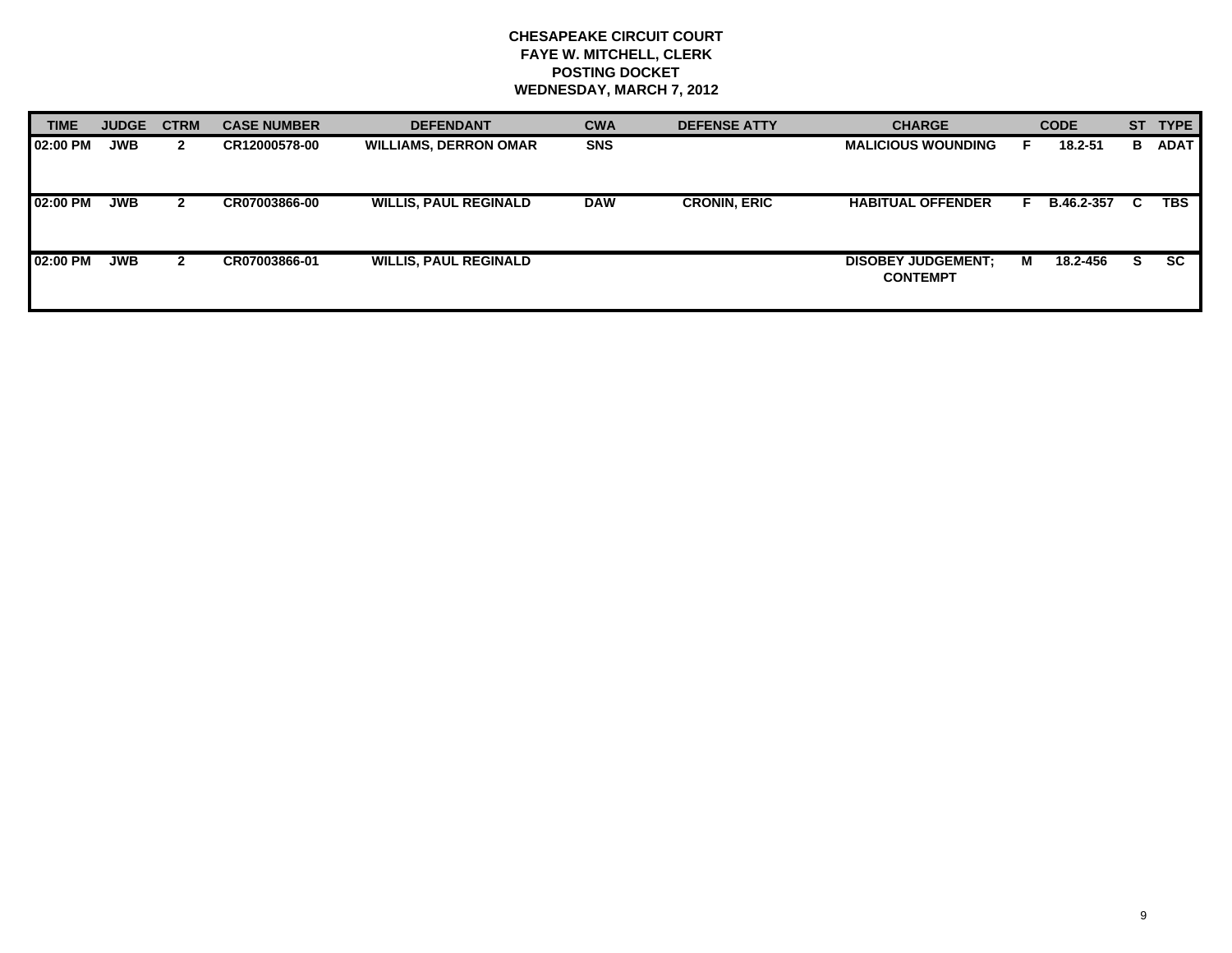**CHESAPEAKE CIRCUIT COURT**
**FAYE W. MITCHELL, CLERK**
**POSTING DOCKET**
**WEDNESDAY, MARCH 7, 2012**

| TIME | JUDGE | CTRM | CASE NUMBER | DEFENDANT | CWA | DEFENSE ATTY | CHARGE | | CODE | ST | TYPE |
|---|---|---|---|---|---|---|---|---|---|---|---|
| 02:00 PM | JWB | 2 | CR12000578-00 | WILLIAMS, DERRON OMAR | SNS | | MALICIOUS WOUNDING | F | 18.2-51 | B | ADAT |
| 02:00 PM | JWB | 2 | CR07003866-00 | WILLIS, PAUL REGINALD | DAW | CRONIN, ERIC | HABITUAL OFFENDER | F | B.46.2-357 | C | TBS |
| 02:00 PM | JWB | 2 | CR07003866-01 | WILLIS, PAUL REGINALD | | | DISOBEY JUDGEMENT; CONTEMPT | M | 18.2-456 | S | SC |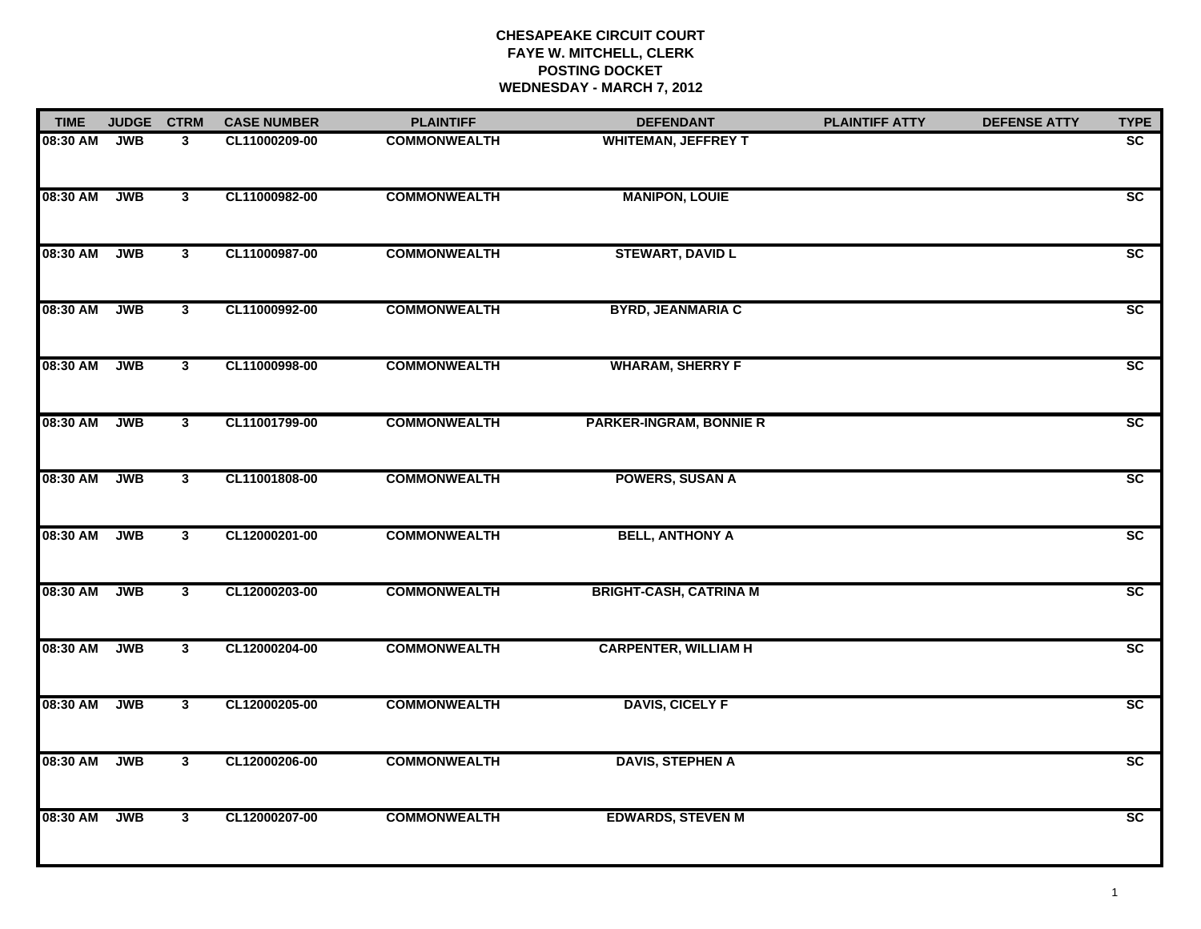**CHESAPEAKE CIRCUIT COURT**
**FAYE W. MITCHELL, CLERK**
**POSTING DOCKET**
**WEDNESDAY - MARCH 7, 2012**

| TIME | JUDGE | CTRM | CASE NUMBER | PLAINTIFF | DEFENDANT | PLAINTIFF ATTY | DEFENSE ATTY | TYPE |
|---|---|---|---|---|---|---|---|---|
| 08:30 AM | JWB | 3 | CL11000209-00 | COMMONWEALTH | WHITEMAN, JEFFREY T | | | SC |
| 08:30 AM | JWB | 3 | CL11000982-00 | COMMONWEALTH | MANIPON, LOUIE | | | SC |
| 08:30 AM | JWB | 3 | CL11000987-00 | COMMONWEALTH | STEWART, DAVID L | | | SC |
| 08:30 AM | JWB | 3 | CL11000992-00 | COMMONWEALTH | BYRD, JEANMARIA C | | | SC |
| 08:30 AM | JWB | 3 | CL11000998-00 | COMMONWEALTH | WHARAM, SHERRY F | | | SC |
| 08:30 AM | JWB | 3 | CL11001799-00 | COMMONWEALTH | PARKER-INGRAM, BONNIE R | | | SC |
| 08:30 AM | JWB | 3 | CL11001808-00 | COMMONWEALTH | POWERS, SUSAN A | | | SC |
| 08:30 AM | JWB | 3 | CL12000201-00 | COMMONWEALTH | BELL, ANTHONY A | | | SC |
| 08:30 AM | JWB | 3 | CL12000203-00 | COMMONWEALTH | BRIGHT-CASH, CATRINA M | | | SC |
| 08:30 AM | JWB | 3 | CL12000204-00 | COMMONWEALTH | CARPENTER, WILLIAM H | | | SC |
| 08:30 AM | JWB | 3 | CL12000205-00 | COMMONWEALTH | DAVIS, CICELY F | | | SC |
| 08:30 AM | JWB | 3 | CL12000206-00 | COMMONWEALTH | DAVIS, STEPHEN A | | | SC |
| 08:30 AM | JWB | 3 | CL12000207-00 | COMMONWEALTH | EDWARDS, STEVEN M | | | SC |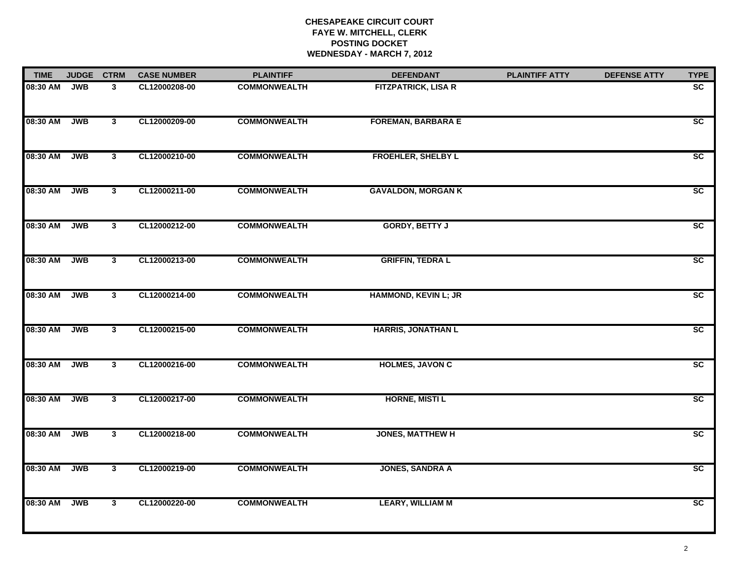**CHESAPEAKE CIRCUIT COURT**
**FAYE W. MITCHELL, CLERK**
**POSTING DOCKET**
**WEDNESDAY - MARCH 7, 2012**

| TIME | JUDGE | CTRM | CASE NUMBER | PLAINTIFF | DEFENDANT | PLAINTIFF ATTY | DEFENSE ATTY | TYPE |
|---|---|---|---|---|---|---|---|---|
| 08:30 AM | JWB | 3 | CL12000208-00 | COMMONWEALTH | FITZPATRICK, LISA R | | | SC |
| 08:30 AM | JWB | 3 | CL12000209-00 | COMMONWEALTH | FOREMAN, BARBARA E | | | SC |
| 08:30 AM | JWB | 3 | CL12000210-00 | COMMONWEALTH | FROEHLER, SHELBY L | | | SC |
| 08:30 AM | JWB | 3 | CL12000211-00 | COMMONWEALTH | GAVALDON, MORGAN K | | | SC |
| 08:30 AM | JWB | 3 | CL12000212-00 | COMMONWEALTH | GORDY, BETTY J | | | SC |
| 08:30 AM | JWB | 3 | CL12000213-00 | COMMONWEALTH | GRIFFIN, TEDRA L | | | SC |
| 08:30 AM | JWB | 3 | CL12000214-00 | COMMONWEALTH | HAMMOND, KEVIN L; JR | | | SC |
| 08:30 AM | JWB | 3 | CL12000215-00 | COMMONWEALTH | HARRIS, JONATHAN L | | | SC |
| 08:30 AM | JWB | 3 | CL12000216-00 | COMMONWEALTH | HOLMES, JAVON C | | | SC |
| 08:30 AM | JWB | 3 | CL12000217-00 | COMMONWEALTH | HORNE, MISTI L | | | SC |
| 08:30 AM | JWB | 3 | CL12000218-00 | COMMONWEALTH | JONES, MATTHEW H | | | SC |
| 08:30 AM | JWB | 3 | CL12000219-00 | COMMONWEALTH | JONES, SANDRA A | | | SC |
| 08:30 AM | JWB | 3 | CL12000220-00 | COMMONWEALTH | LEARY, WILLIAM M | | | SC |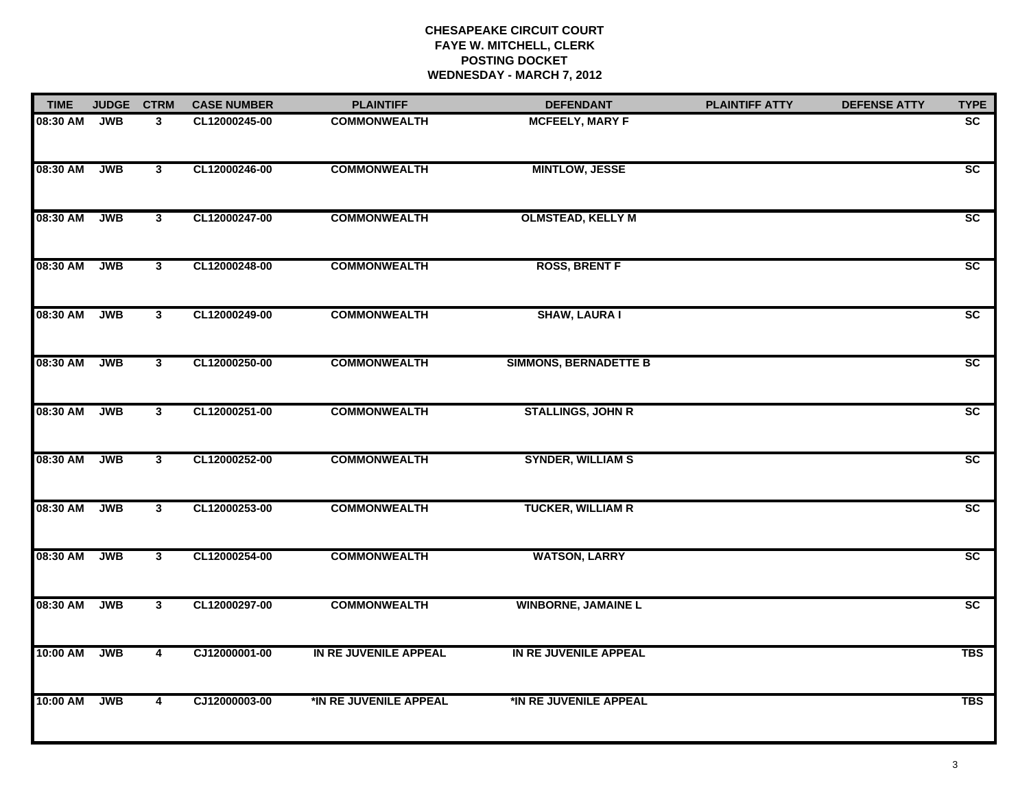**CHESAPEAKE CIRCUIT COURT**
**FAYE W. MITCHELL, CLERK**
**POSTING DOCKET**
**WEDNESDAY - MARCH 7, 2012**

| TIME | JUDGE | CTRM | CASE NUMBER | PLAINTIFF | DEFENDANT | PLAINTIFF ATTY | DEFENSE ATTY | TYPE |
|---|---|---|---|---|---|---|---|---|
| 08:30 AM | JWB | 3 | CL12000245-00 | COMMONWEALTH | MCFEELY, MARY F | | | SC |
| 08:30 AM | JWB | 3 | CL12000246-00 | COMMONWEALTH | MINTLOW, JESSE | | | SC |
| 08:30 AM | JWB | 3 | CL12000247-00 | COMMONWEALTH | OLMSTEAD, KELLY M | | | SC |
| 08:30 AM | JWB | 3 | CL12000248-00 | COMMONWEALTH | ROSS, BRENT F | | | SC |
| 08:30 AM | JWB | 3 | CL12000249-00 | COMMONWEALTH | SHAW, LAURA I | | | SC |
| 08:30 AM | JWB | 3 | CL12000250-00 | COMMONWEALTH | SIMMONS, BERNADETTE B | | | SC |
| 08:30 AM | JWB | 3 | CL12000251-00 | COMMONWEALTH | STALLINGS, JOHN R | | | SC |
| 08:30 AM | JWB | 3 | CL12000252-00 | COMMONWEALTH | SYNDER, WILLIAM S | | | SC |
| 08:30 AM | JWB | 3 | CL12000253-00 | COMMONWEALTH | TUCKER, WILLIAM R | | | SC |
| 08:30 AM | JWB | 3 | CL12000254-00 | COMMONWEALTH | WATSON, LARRY | | | SC |
| 08:30 AM | JWB | 3 | CL12000297-00 | COMMONWEALTH | WINBORNE, JAMAINE L | | | SC |
| 10:00 AM | JWB | 4 | CJ12000001-00 | IN RE JUVENILE APPEAL | IN RE JUVENILE APPEAL | | | TBS |
| 10:00 AM | JWB | 4 | CJ12000003-00 | *IN RE JUVENILE APPEAL | *IN RE JUVENILE APPEAL | | | TBS |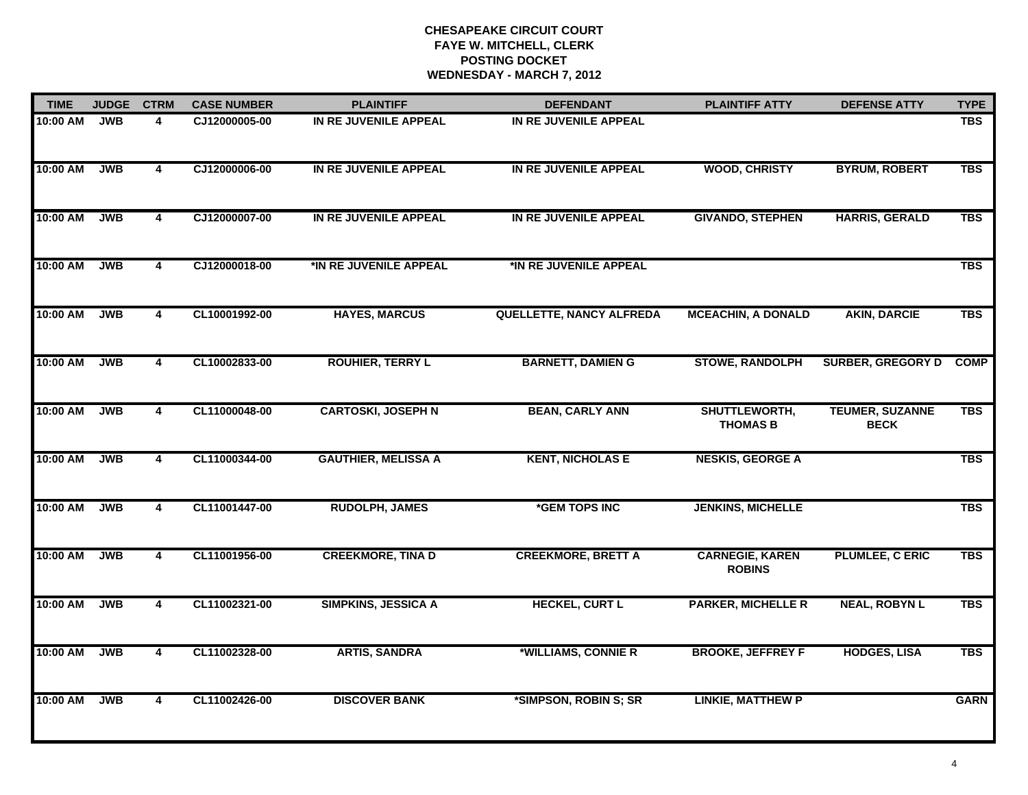**CHESAPEAKE CIRCUIT COURT**
**FAYE W. MITCHELL, CLERK**
**POSTING DOCKET**
**WEDNESDAY - MARCH 7, 2012**

| TIME | JUDGE | CTRM | CASE NUMBER | PLAINTIFF | DEFENDANT | PLAINTIFF ATTY | DEFENSE ATTY | TYPE |
|---|---|---|---|---|---|---|---|---|
| 10:00 AM | JWB | 4 | CJ12000005-00 | IN RE JUVENILE APPEAL | IN RE JUVENILE APPEAL | | | TBS |
| 10:00 AM | JWB | 4 | CJ12000006-00 | IN RE JUVENILE APPEAL | IN RE JUVENILE APPEAL | WOOD, CHRISTY | BYRUM, ROBERT | TBS |
| 10:00 AM | JWB | 4 | CJ12000007-00 | IN RE JUVENILE APPEAL | IN RE JUVENILE APPEAL | GIVANDO, STEPHEN | HARRIS, GERALD | TBS |
| 10:00 AM | JWB | 4 | CJ12000018-00 | *IN RE JUVENILE APPEAL | *IN RE JUVENILE APPEAL | | | TBS |
| 10:00 AM | JWB | 4 | CL10001992-00 | HAYES, MARCUS | QUELLETTE, NANCY ALFREDA | MCEACHIN, A DONALD | AKIN, DARCIE | TBS |
| 10:00 AM | JWB | 4 | CL10002833-00 | ROUHIER, TERRY L | BARNETT, DAMIEN G | STOWE, RANDOLPH | SURBER, GREGORY D | COMP |
| 10:00 AM | JWB | 4 | CL11000048-00 | CARTOSKI, JOSEPH N | BEAN, CARLY ANN | SHUTTLEWORTH, THOMAS B | TEUMER, SUZANNE BECK | TBS |
| 10:00 AM | JWB | 4 | CL11000344-00 | GAUTHIER, MELISSA A | KENT, NICHOLAS E | NESKIS, GEORGE A | | TBS |
| 10:00 AM | JWB | 4 | CL11001447-00 | RUDOLPH, JAMES | *GEM TOPS INC | JENKINS, MICHELLE | | TBS |
| 10:00 AM | JWB | 4 | CL11001956-00 | CREEKMORE, TINA D | CREEKMORE, BRETT A | CARNEGIE, KAREN ROBINS | PLUMLEE, C ERIC | TBS |
| 10:00 AM | JWB | 4 | CL11002321-00 | SIMPKINS, JESSICA A | HECKEL, CURT L | PARKER, MICHELLE R | NEAL, ROBYN L | TBS |
| 10:00 AM | JWB | 4 | CL11002328-00 | ARTIS, SANDRA | *WILLIAMS, CONNIE R | BROOKE, JEFFREY F | HODGES, LISA | TBS |
| 10:00 AM | JWB | 4 | CL11002426-00 | DISCOVER BANK | *SIMPSON, ROBIN S; SR | LINKIE, MATTHEW P | | GARN |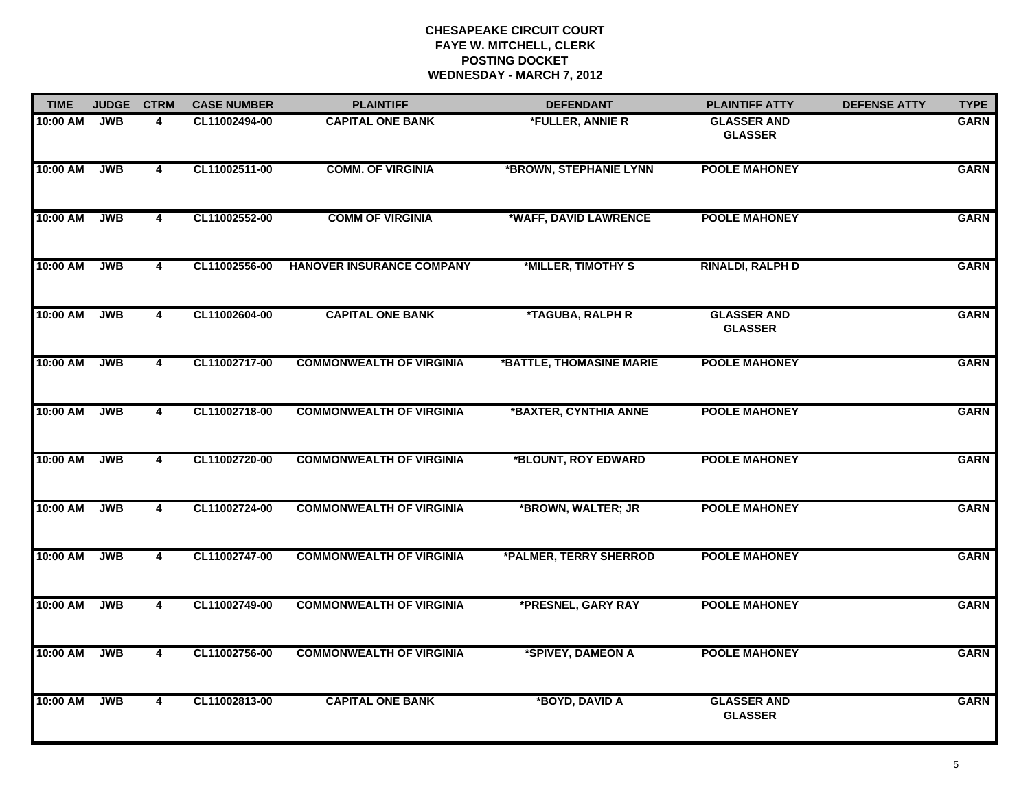**CHESAPEAKE CIRCUIT COURT**
**FAYE W. MITCHELL, CLERK**
**POSTING DOCKET**
**WEDNESDAY - MARCH 7, 2012**

| TIME | JUDGE | CTRM | CASE NUMBER | PLAINTIFF | DEFENDANT | PLAINTIFF ATTY | DEFENSE ATTY | TYPE |
|---|---|---|---|---|---|---|---|---|
| 10:00 AM | JWB | 4 | CL11002494-00 | CAPITAL ONE BANK | *FULLER, ANNIE R | GLASSER AND GLASSER | | GARN |
| 10:00 AM | JWB | 4 | CL11002511-00 | COMM. OF VIRGINIA | *BROWN, STEPHANIE LYNN | POOLE MAHONEY | | GARN |
| 10:00 AM | JWB | 4 | CL11002552-00 | COMM OF VIRGINIA | *WAFF, DAVID LAWRENCE | POOLE MAHONEY | | GARN |
| 10:00 AM | JWB | 4 | CL11002556-00 | HANOVER INSURANCE COMPANY | *MILLER, TIMOTHY S | RINALDI, RALPH D | | GARN |
| 10:00 AM | JWB | 4 | CL11002604-00 | CAPITAL ONE BANK | *TAGUBA, RALPH R | GLASSER AND GLASSER | | GARN |
| 10:00 AM | JWB | 4 | CL11002717-00 | COMMONWEALTH OF VIRGINIA | *BATTLE, THOMASINE MARIE | POOLE MAHONEY | | GARN |
| 10:00 AM | JWB | 4 | CL11002718-00 | COMMONWEALTH OF VIRGINIA | *BAXTER, CYNTHIA ANNE | POOLE MAHONEY | | GARN |
| 10:00 AM | JWB | 4 | CL11002720-00 | COMMONWEALTH OF VIRGINIA | *BLOUNT, ROY EDWARD | POOLE MAHONEY | | GARN |
| 10:00 AM | JWB | 4 | CL11002724-00 | COMMONWEALTH OF VIRGINIA | *BROWN, WALTER; JR | POOLE MAHONEY | | GARN |
| 10:00 AM | JWB | 4 | CL11002747-00 | COMMONWEALTH OF VIRGINIA | *PALMER, TERRY SHERROD | POOLE MAHONEY | | GARN |
| 10:00 AM | JWB | 4 | CL11002749-00 | COMMONWEALTH OF VIRGINIA | *PRESNEL, GARY RAY | POOLE MAHONEY | | GARN |
| 10:00 AM | JWB | 4 | CL11002756-00 | COMMONWEALTH OF VIRGINIA | *SPIVEY, DAMEON A | POOLE MAHONEY | | GARN |
| 10:00 AM | JWB | 4 | CL11002813-00 | CAPITAL ONE BANK | *BOYD, DAVID A | GLASSER AND GLASSER | | GARN |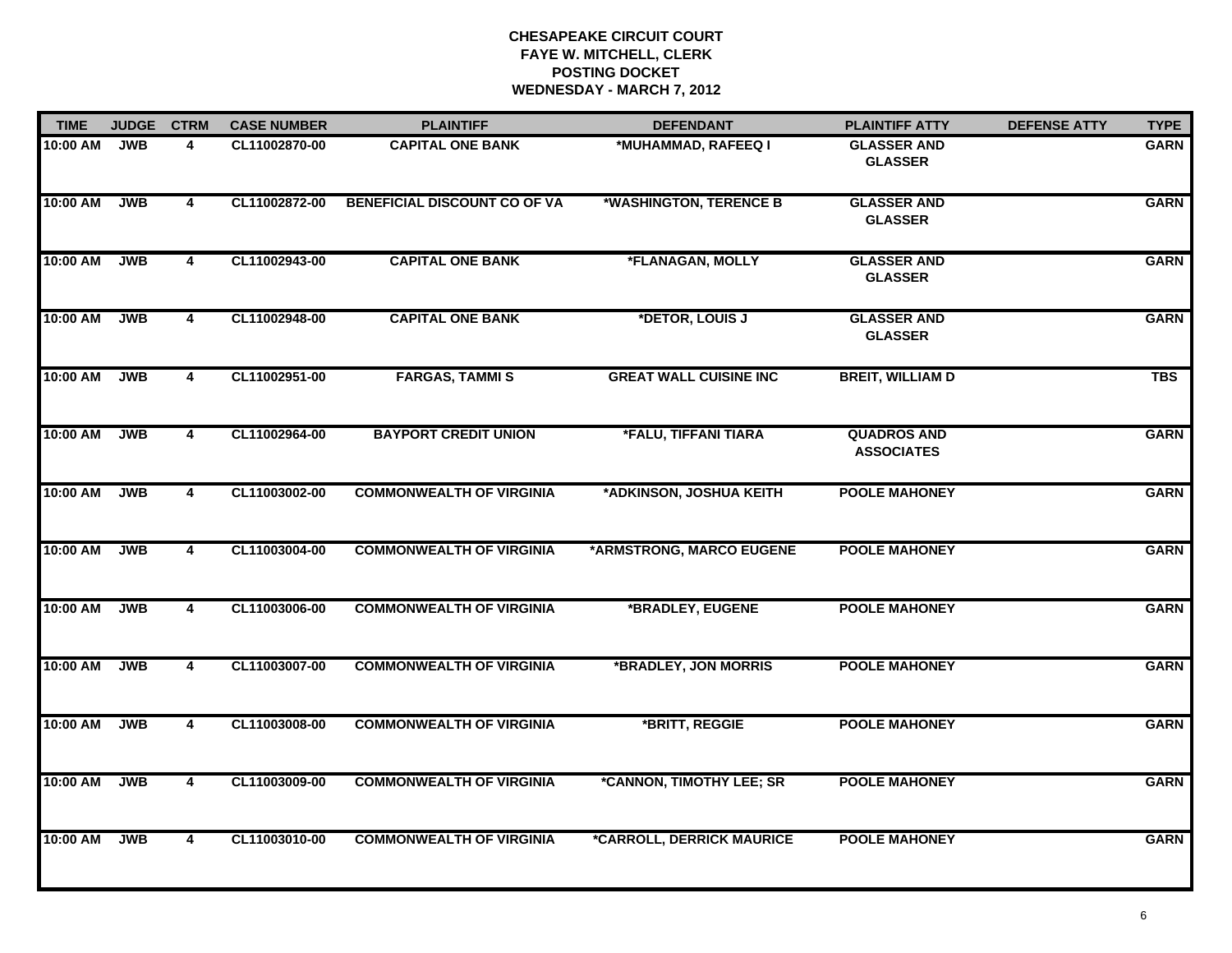**CHESAPEAKE CIRCUIT COURT**
**FAYE W. MITCHELL, CLERK**
**POSTING DOCKET**
**WEDNESDAY - MARCH 7, 2012**

| TIME | JUDGE | CTRM | CASE NUMBER | PLAINTIFF | DEFENDANT | PLAINTIFF ATTY | DEFENSE ATTY | TYPE |
|---|---|---|---|---|---|---|---|---|
| 10:00 AM | JWB | 4 | CL11002870-00 | CAPITAL ONE BANK | *MUHAMMAD, RAFEEQ I | GLASSER AND GLASSER | | GARN |
| 10:00 AM | JWB | 4 | CL11002872-00 | BENEFICIAL DISCOUNT CO OF VA | *WASHINGTON, TERENCE B | GLASSER AND GLASSER | | GARN |
| 10:00 AM | JWB | 4 | CL11002943-00 | CAPITAL ONE BANK | *FLANAGAN, MOLLY | GLASSER AND GLASSER | | GARN |
| 10:00 AM | JWB | 4 | CL11002948-00 | CAPITAL ONE BANK | *DETOR, LOUIS J | GLASSER AND GLASSER | | GARN |
| 10:00 AM | JWB | 4 | CL11002951-00 | FARGAS, TAMMI S | GREAT WALL CUISINE INC | BREIT, WILLIAM D | | TBS |
| 10:00 AM | JWB | 4 | CL11002964-00 | BAYPORT CREDIT UNION | *FALU, TIFFANI TIARA | QUADROS AND ASSOCIATES | | GARN |
| 10:00 AM | JWB | 4 | CL11003002-00 | COMMONWEALTH OF VIRGINIA | *ADKINSON, JOSHUA KEITH | POOLE MAHONEY | | GARN |
| 10:00 AM | JWB | 4 | CL11003004-00 | COMMONWEALTH OF VIRGINIA | *ARMSTRONG, MARCO EUGENE | POOLE MAHONEY | | GARN |
| 10:00 AM | JWB | 4 | CL11003006-00 | COMMONWEALTH OF VIRGINIA | *BRADLEY, EUGENE | POOLE MAHONEY | | GARN |
| 10:00 AM | JWB | 4 | CL11003007-00 | COMMONWEALTH OF VIRGINIA | *BRADLEY, JON MORRIS | POOLE MAHONEY | | GARN |
| 10:00 AM | JWB | 4 | CL11003008-00 | COMMONWEALTH OF VIRGINIA | *BRITT, REGGIE | POOLE MAHONEY | | GARN |
| 10:00 AM | JWB | 4 | CL11003009-00 | COMMONWEALTH OF VIRGINIA | *CANNON, TIMOTHY LEE; SR | POOLE MAHONEY | | GARN |
| 10:00 AM | JWB | 4 | CL11003010-00 | COMMONWEALTH OF VIRGINIA | *CARROLL, DERRICK MAURICE | POOLE MAHONEY | | GARN |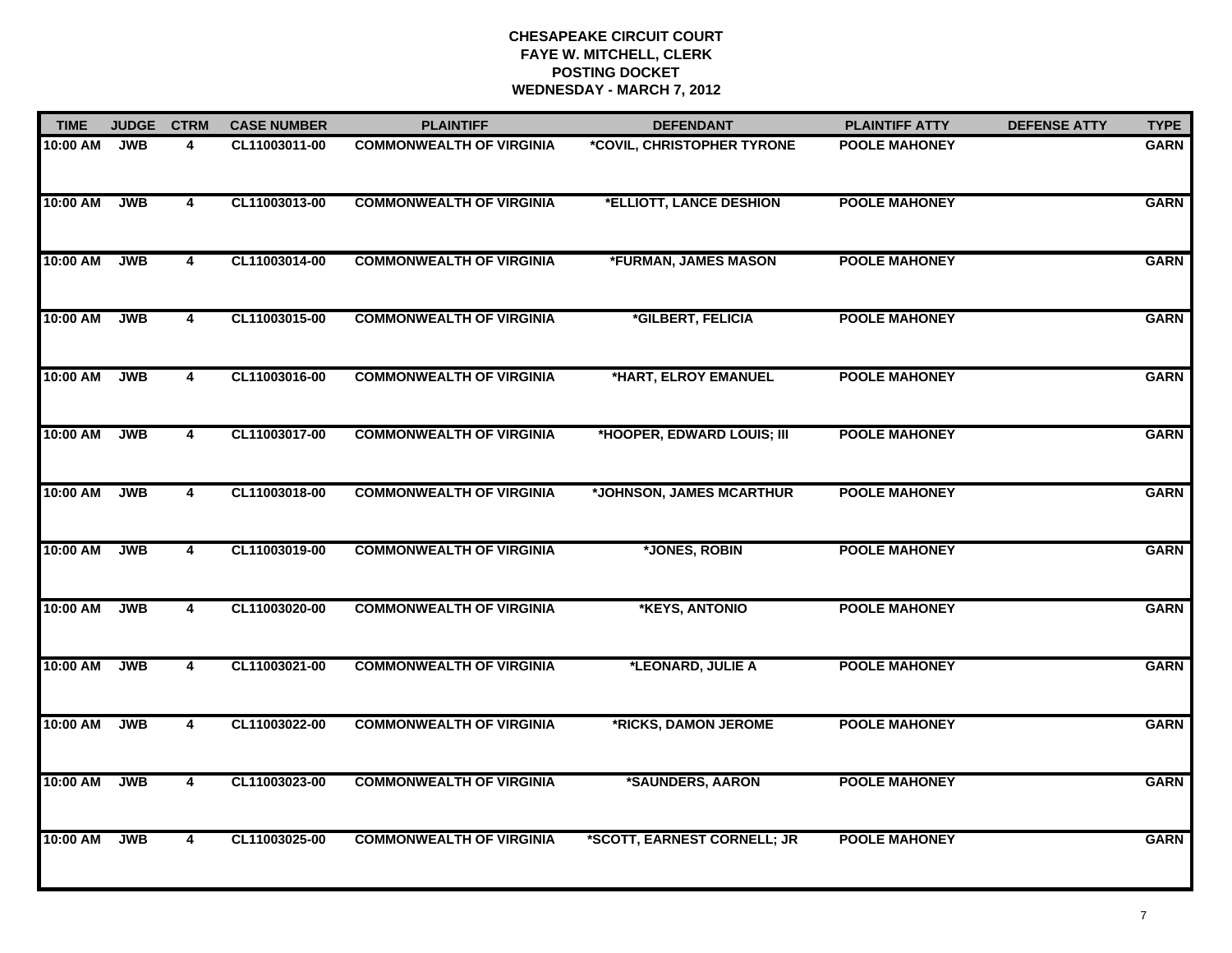**CHESAPEAKE CIRCUIT COURT**
**FAYE W. MITCHELL, CLERK**
**POSTING DOCKET**
**WEDNESDAY - MARCH 7, 2012**

| TIME | JUDGE | CTRM | CASE NUMBER | PLAINTIFF | DEFENDANT | PLAINTIFF ATTY | DEFENSE ATTY | TYPE |
|---|---|---|---|---|---|---|---|---|
| 10:00 AM | JWB | 4 | CL11003011-00 | COMMONWEALTH OF VIRGINIA | *COVIL, CHRISTOPHER TYRONE | POOLE MAHONEY | | GARN |
| 10:00 AM | JWB | 4 | CL11003013-00 | COMMONWEALTH OF VIRGINIA | *ELLIOTT, LANCE DESHION | POOLE MAHONEY | | GARN |
| 10:00 AM | JWB | 4 | CL11003014-00 | COMMONWEALTH OF VIRGINIA | *FURMAN, JAMES MASON | POOLE MAHONEY | | GARN |
| 10:00 AM | JWB | 4 | CL11003015-00 | COMMONWEALTH OF VIRGINIA | *GILBERT, FELICIA | POOLE MAHONEY | | GARN |
| 10:00 AM | JWB | 4 | CL11003016-00 | COMMONWEALTH OF VIRGINIA | *HART, ELROY EMANUEL | POOLE MAHONEY | | GARN |
| 10:00 AM | JWB | 4 | CL11003017-00 | COMMONWEALTH OF VIRGINIA | *HOOPER, EDWARD LOUIS; III | POOLE MAHONEY | | GARN |
| 10:00 AM | JWB | 4 | CL11003018-00 | COMMONWEALTH OF VIRGINIA | *JOHNSON, JAMES MCARTHUR | POOLE MAHONEY | | GARN |
| 10:00 AM | JWB | 4 | CL11003019-00 | COMMONWEALTH OF VIRGINIA | *JONES, ROBIN | POOLE MAHONEY | | GARN |
| 10:00 AM | JWB | 4 | CL11003020-00 | COMMONWEALTH OF VIRGINIA | *KEYS, ANTONIO | POOLE MAHONEY | | GARN |
| 10:00 AM | JWB | 4 | CL11003021-00 | COMMONWEALTH OF VIRGINIA | *LEONARD, JULIE A | POOLE MAHONEY | | GARN |
| 10:00 AM | JWB | 4 | CL11003022-00 | COMMONWEALTH OF VIRGINIA | *RICKS, DAMON JEROME | POOLE MAHONEY | | GARN |
| 10:00 AM | JWB | 4 | CL11003023-00 | COMMONWEALTH OF VIRGINIA | *SAUNDERS, AARON | POOLE MAHONEY | | GARN |
| 10:00 AM | JWB | 4 | CL11003025-00 | COMMONWEALTH OF VIRGINIA | *SCOTT, EARNEST CORNELL; JR | POOLE MAHONEY | | GARN |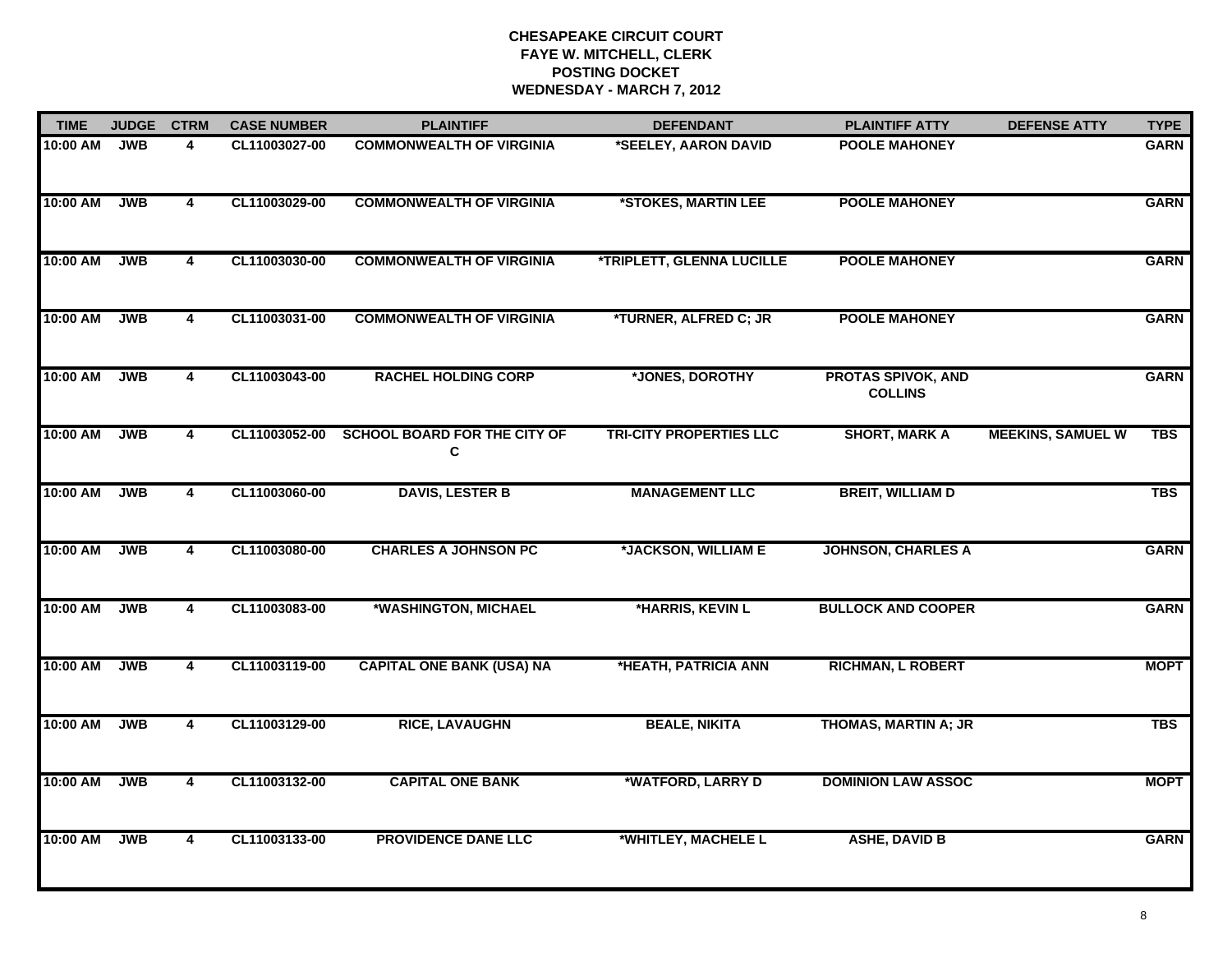**CHESAPEAKE CIRCUIT COURT**
**FAYE W. MITCHELL, CLERK**
**POSTING DOCKET**
**WEDNESDAY - MARCH 7, 2012**

| TIME | JUDGE | CTRM | CASE NUMBER | PLAINTIFF | DEFENDANT | PLAINTIFF ATTY | DEFENSE ATTY | TYPE |
|---|---|---|---|---|---|---|---|---|
| 10:00 AM | JWB | 4 | CL11003027-00 | COMMONWEALTH OF VIRGINIA | *SEELEY, AARON DAVID | POOLE MAHONEY | | GARN |
| 10:00 AM | JWB | 4 | CL11003029-00 | COMMONWEALTH OF VIRGINIA | *STOKES, MARTIN LEE | POOLE MAHONEY | | GARN |
| 10:00 AM | JWB | 4 | CL11003030-00 | COMMONWEALTH OF VIRGINIA | *TRIPLETT, GLENNA LUCILLE | POOLE MAHONEY | | GARN |
| 10:00 AM | JWB | 4 | CL11003031-00 | COMMONWEALTH OF VIRGINIA | *TURNER, ALFRED C; JR | POOLE MAHONEY | | GARN |
| 10:00 AM | JWB | 4 | CL11003043-00 | RACHEL HOLDING CORP | *JONES, DOROTHY | PROTAS SPIVOK, AND COLLINS | | GARN |
| 10:00 AM | JWB | 4 | CL11003052-00 | SCHOOL BOARD FOR THE CITY OF C | TRI-CITY PROPERTIES LLC | SHORT, MARK A | MEEKINS, SAMUEL W | TBS |
| 10:00 AM | JWB | 4 | CL11003060-00 | DAVIS, LESTER B | MANAGEMENT LLC | BREIT, WILLIAM D | | TBS |
| 10:00 AM | JWB | 4 | CL11003080-00 | CHARLES A JOHNSON PC | *JACKSON, WILLIAM E | JOHNSON, CHARLES A | | GARN |
| 10:00 AM | JWB | 4 | CL11003083-00 | *WASHINGTON, MICHAEL | *HARRIS, KEVIN L | BULLOCK AND COOPER | | GARN |
| 10:00 AM | JWB | 4 | CL11003119-00 | CAPITAL ONE BANK (USA) NA | *HEATH, PATRICIA ANN | RICHMAN, L ROBERT | | MOPT |
| 10:00 AM | JWB | 4 | CL11003129-00 | RICE, LAVAUGHN | BEALE, NIKITA | THOMAS, MARTIN A; JR | | TBS |
| 10:00 AM | JWB | 4 | CL11003132-00 | CAPITAL ONE BANK | *WATFORD, LARRY D | DOMINION LAW ASSOC | | MOPT |
| 10:00 AM | JWB | 4 | CL11003133-00 | PROVIDENCE DANE LLC | *WHITLEY, MACHELE L | ASHE, DAVID B | | GARN |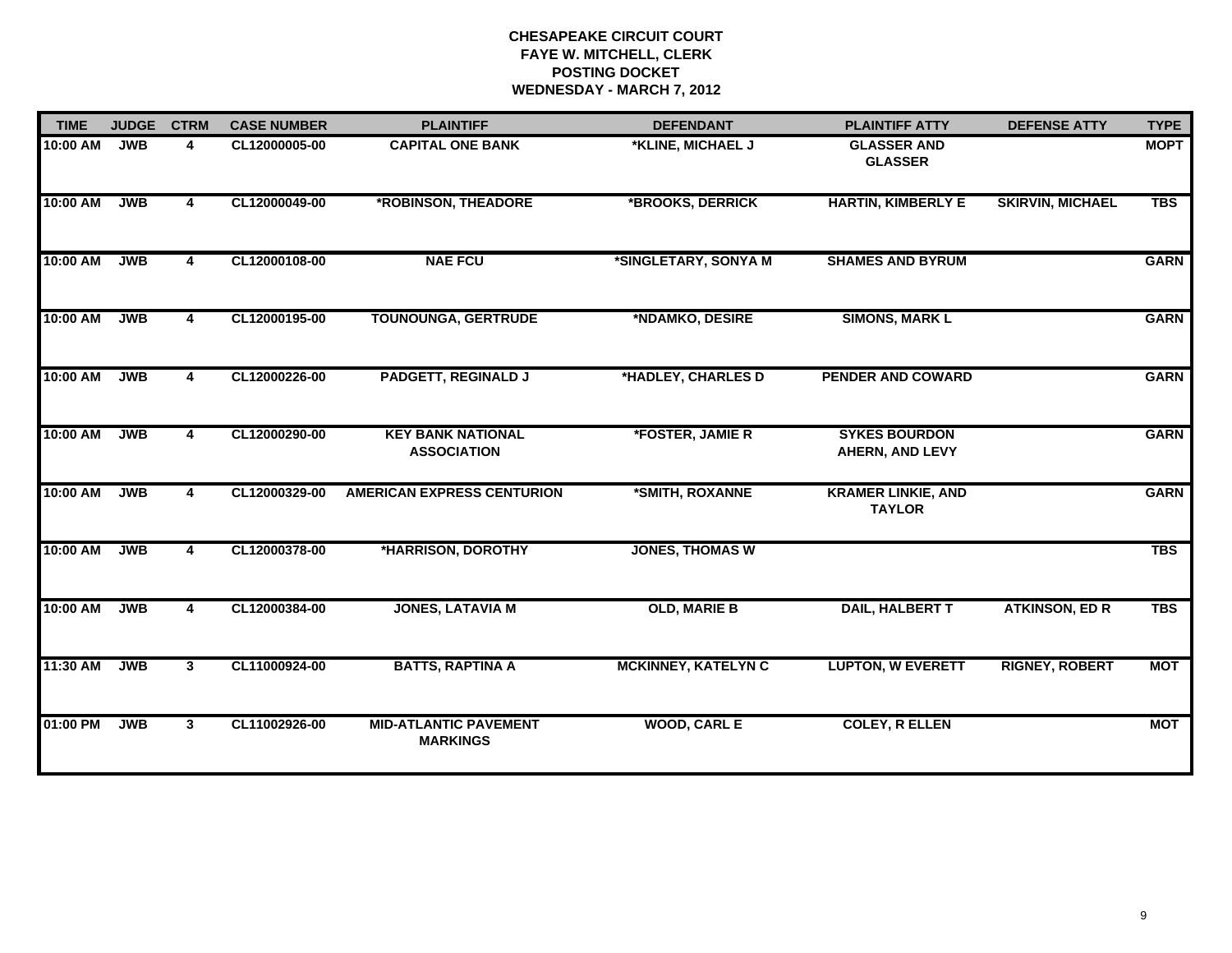# CHESAPEAKE CIRCUIT COURT
## FAYE W. MITCHELL, CLERK
## POSTING DOCKET
## WEDNESDAY - MARCH 7, 2012

| TIME | JUDGE | CTRM | CASE NUMBER | PLAINTIFF | DEFENDANT | PLAINTIFF ATTY | DEFENSE ATTY | TYPE |
|---|---|---|---|---|---|---|---|---|
| 10:00 AM | JWB | 4 | CL12000005-00 | CAPITAL ONE BANK | *KLINE, MICHAEL J | GLASSER AND GLASSER | | MOPT |
| 10:00 AM | JWB | 4 | CL12000049-00 | *ROBINSON, THEADORE | *BROOKS, DERRICK | HARTIN, KIMBERLY E | SKIRVIN, MICHAEL | TBS |
| 10:00 AM | JWB | 4 | CL12000108-00 | NAE FCU | *SINGLETARY, SONYA M | SHAMES AND BYRUM | | GARN |
| 10:00 AM | JWB | 4 | CL12000195-00 | TOUNOUNGA, GERTRUDE | *NDAMKO, DESIRE | SIMONS, MARK L | | GARN |
| 10:00 AM | JWB | 4 | CL12000226-00 | PADGETT, REGINALD J | *HADLEY, CHARLES D | PENDER AND COWARD | | GARN |
| 10:00 AM | JWB | 4 | CL12000290-00 | KEY BANK NATIONAL ASSOCIATION | *FOSTER, JAMIE R | SYKES BOURDON AHERN, AND LEVY | | GARN |
| 10:00 AM | JWB | 4 | CL12000329-00 | AMERICAN EXPRESS CENTURION | *SMITH, ROXANNE | KRAMER LINKIE, AND TAYLOR | | GARN |
| 10:00 AM | JWB | 4 | CL12000378-00 | *HARRISON, DOROTHY | JONES, THOMAS W | | | TBS |
| 10:00 AM | JWB | 4 | CL12000384-00 | JONES, LATAVIA M | OLD, MARIE B | DAIL, HALBERT T | ATKINSON, ED R | TBS |
| 11:30 AM | JWB | 3 | CL11000924-00 | BATTS, RAPTINA A | MCKINNEY, KATELYN C | LUPTON, W EVERETT | RIGNEY, ROBERT | MOT |
| 01:00 PM | JWB | 3 | CL11002926-00 | MID-ATLANTIC PAVEMENT MARKINGS | WOOD, CARL E | COLEY, R ELLEN | | MOT |